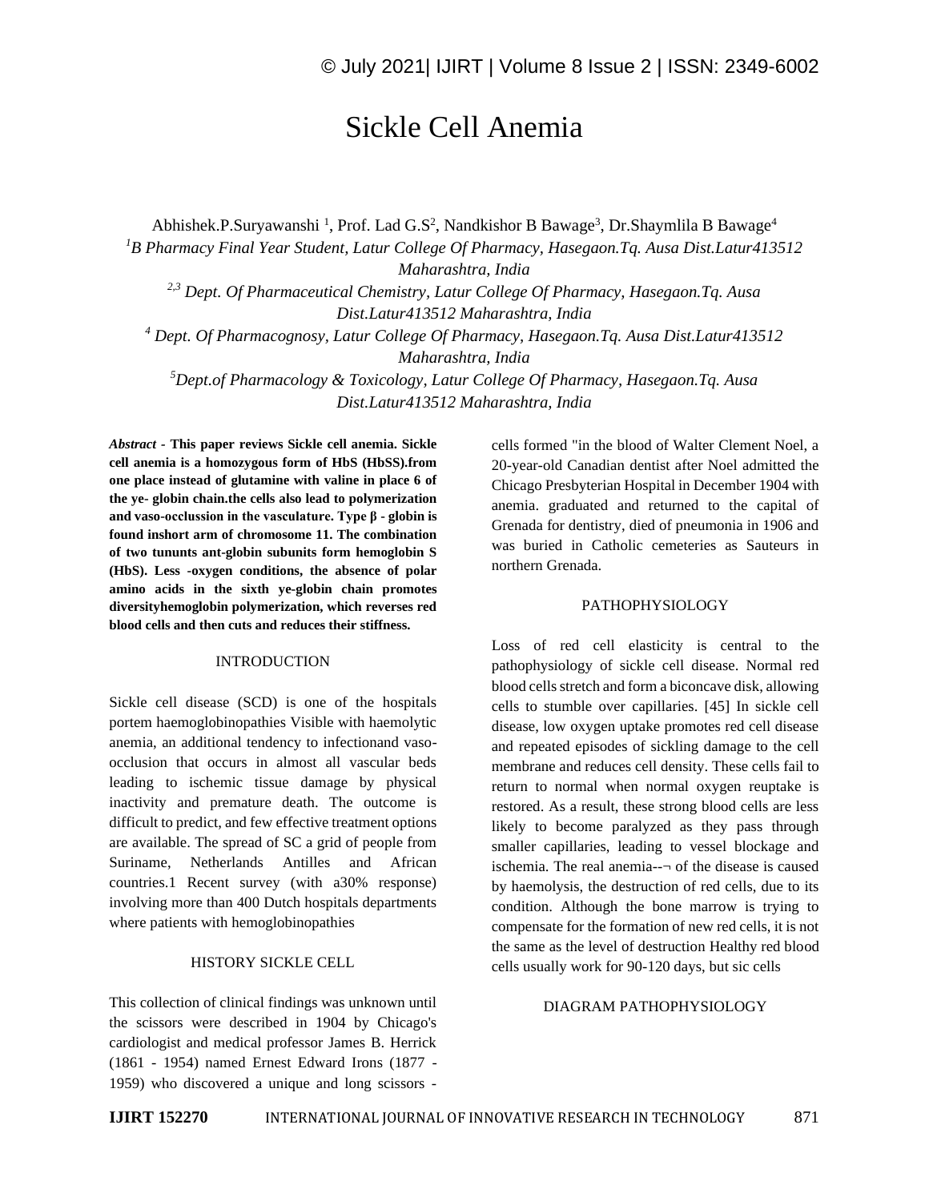# Sickle Cell Anemia

Abhishek.P.Suryawanshi [1], Prof. Lad G.S[2], Nandkishor B Bawage[3], Dr.Shaymlila B Bawage[4]

[1]*B Pharmacy Final Year Student, Latur College Of Pharmacy, Hasegaon.Tq. Ausa Dist.Latur413512 Maharashtra, India*

[2,3] *Dept. Of Pharmaceutical Chemistry, Latur College Of Pharmacy, Hasegaon.Tq. Ausa Dist.Latur413512 Maharashtra, India*

[4] *Dept. Of Pharmacognosy, Latur College Of Pharmacy, Hasegaon.Tq. Ausa Dist.Latur413512 Maharashtra, India*

[5]*Dept.of Pharmacology & Toxicology, Latur College Of Pharmacy, Hasegaon.Tq. Ausa Dist.Latur413512 Maharashtra, India*

***Abstract*** **- This paper reviews Sickle cell anemia. Sickle cell anemia is a homozygous form of HbS (HbSS).from one place instead of glutamine with valine in place 6 of the ye- globin chain.the cells also lead to polymerization and vaso-occlussion in the vasculature. Type β - globin is found inshort arm of chromosome 11. The combination of two tununts ant-globin subunits form hemoglobin S (HbS). Less -oxygen conditions, the absence of polar amino acids in the sixth ye-globin chain promotes diversityhemoglobin polymerization, which reverses red blood cells and then cuts and reduces their stiffness.**

## INTRODUCTION

Sickle cell disease (SCD) is one of the hospitals portem haemoglobinopathies Visible with haemolytic anemia, an additional tendency to infectionand vaso-occlusion that occurs in almost all vascular beds leading to ischemic tissue damage by physical inactivity and premature death. The outcome is difficult to predict, and few effective treatment options are available. The spread of SC a grid of people from Suriname, Netherlands Antilles and African countries.1 Recent survey (with a30% response) involving more than 400 Dutch hospitals departments where patients with hemoglobinopathies

## HISTORY SICKLE CELL

This collection of clinical findings was unknown until the scissors were described in 1904 by Chicago's cardiologist and medical professor James B. Herrick (1861 - 1954) named Ernest Edward Irons (1877 - 1959) who discovered a unique and long scissors - cells formed "in the blood of Walter Clement Noel, a 20-year-old Canadian dentist after Noel admitted the Chicago Presbyterian Hospital in December 1904 with anemia. graduated and returned to the capital of Grenada for dentistry, died of pneumonia in 1906 and was buried in Catholic cemeteries as Sauteurs in northern Grenada.

## PATHOPHYSIOLOGY

Loss of red cell elasticity is central to the pathophysiology of sickle cell disease. Normal red blood cells stretch and form a biconcave disk, allowing cells to stumble over capillaries. [45] In sickle cell disease, low oxygen uptake promotes red cell disease and repeated episodes of sickling damage to the cell membrane and reduces cell density. These cells fail to return to normal when normal oxygen reuptake is restored. As a result, these strong blood cells are less likely to become paralyzed as they pass through smaller capillaries, leading to vessel blockage and ischemia. The real anemia--¬ of the disease is caused by haemolysis, the destruction of red cells, due to its condition. Although the bone marrow is trying to compensate for the formation of new red cells, it is not the same as the level of destruction Healthy red blood cells usually work for 90-120 days, but sic cells

## DIAGRAM PATHOPHYSIOLOGY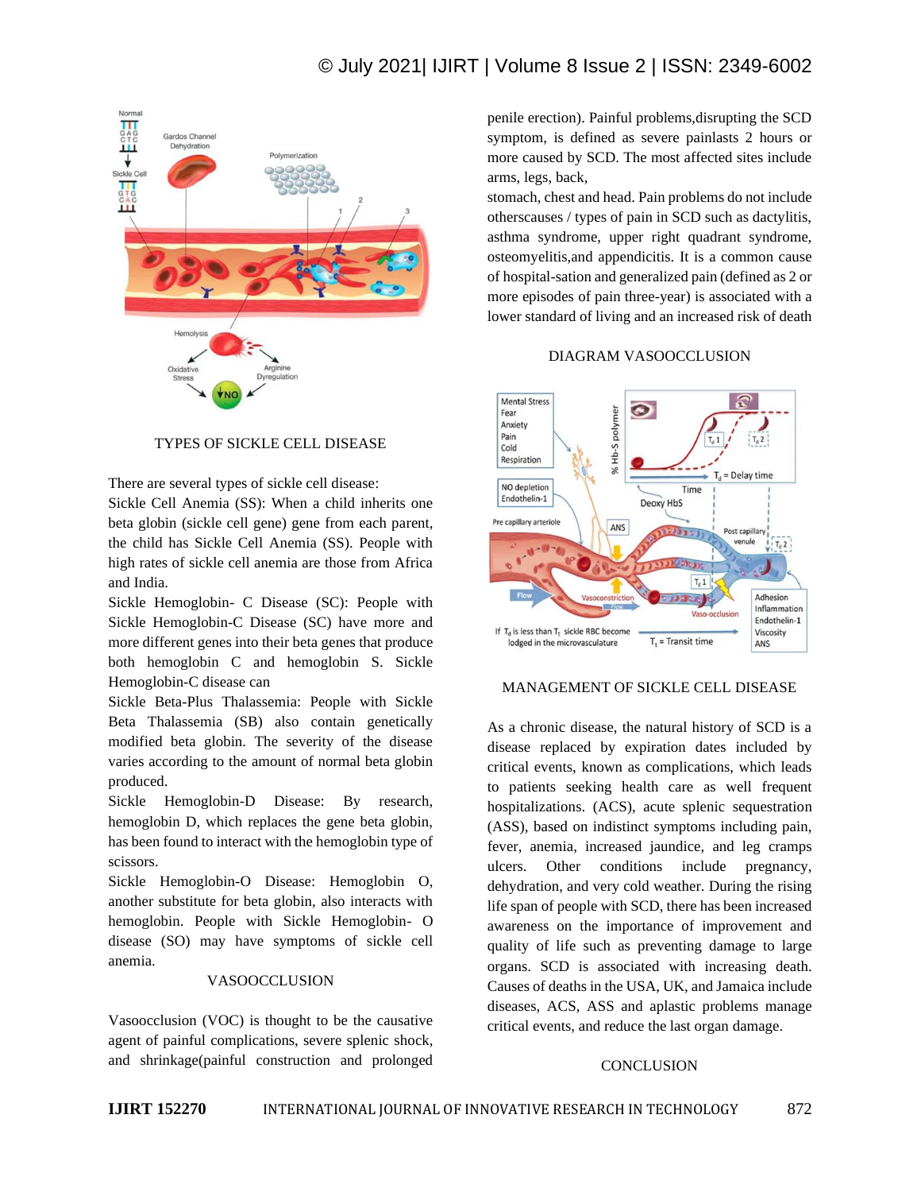TYPES OF SICKLE CELL DISEASE

There are several types of sickle cell disease:

Sickle Cell Anemia (SS): When a child inherits one beta globin (sickle cell gene) gene from each parent, the child has Sickle Cell Anemia (SS). People with high rates of sickle cell anemia are those from Africa and India.

Sickle Hemoglobin- C Disease (SC): People with Sickle Hemoglobin-C Disease (SC) have more and more different genes into their beta genes that produce both hemoglobin C and hemoglobin S. Sickle Hemoglobin-C disease can

Sickle Beta-Plus Thalassemia: People with Sickle Beta Thalassemia (SB) also contain genetically modified beta globin. The severity of the disease varies according to the amount of normal beta globin produced.

Sickle Hemoglobin-D Disease: By research, hemoglobin D, which replaces the gene beta globin, has been found to interact with the hemoglobin type of scissors.

Sickle Hemoglobin-O Disease: Hemoglobin O, another substitute for beta globin, also interacts with hemoglobin. People with Sickle Hemoglobin- O disease (SO) may have symptoms of sickle cell anemia.

## VASOOCCLUSION

Vasoocclusion (VOC) is thought to be the causative agent of painful complications, severe splenic shock, and shrinkage(painful construction and prolonged penile erection). Painful problems,disrupting the SCD symptom, is defined as severe painlasts 2 hours or more caused by SCD. The most affected sites include arms, legs, back,
stomach, chest and head. Pain problems do not include otherscauses / types of pain in SCD such as dactylitis, asthma syndrome, upper right quadrant syndrome, osteomyelitis,and appendicitis. It is a common cause of hospital-sation and generalized pain (defined as 2 or more episodes of pain three-year) is associated with a lower standard of living and an increased risk of death

DIAGRAM VASOOCCLUSION

## MANAGEMENT OF SICKLE CELL DISEASE

As a chronic disease, the natural history of SCD is a disease replaced by expiration dates included by critical events, known as complications, which leads to patients seeking health care as well frequent hospitalizations. (ACS), acute splenic sequestration (ASS), based on indistinct symptoms including pain, fever, anemia, increased jaundice, and leg cramps ulcers. Other conditions include pregnancy, dehydration, and very cold weather. During the rising life span of people with SCD, there has been increased awareness on the importance of improvement and quality of life such as preventing damage to large organs. SCD is associated with increasing death. Causes of deaths in the USA, UK, and Jamaica include diseases, ACS, ASS and aplastic problems manage critical events, and reduce the last organ damage.

## CONCLUSION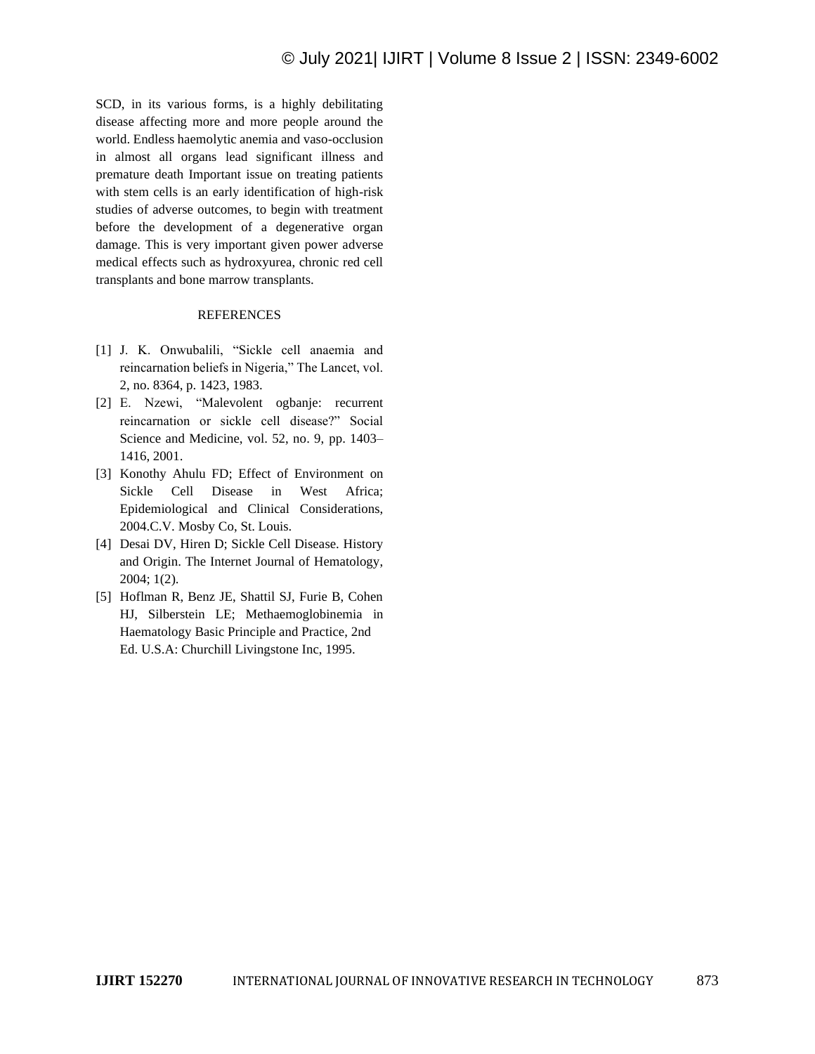SCD, in its various forms, is a highly debilitating disease affecting more and more people around the world. Endless haemolytic anemia and vaso-occlusion in almost all organs lead significant illness and premature death Important issue on treating patients with stem cells is an early identification of high-risk studies of adverse outcomes, to begin with treatment before the development of a degenerative organ damage. This is very important given power adverse medical effects such as hydroxyurea, chronic red cell transplants and bone marrow transplants.

## REFERENCES

[1] J. K. Onwubalili, "Sickle cell anaemia and reincarnation beliefs in Nigeria," The Lancet, vol. 2, no. 8364, p. 1423, 1983.

[2] E. Nzewi, "Malevolent ogbanje: recurrent reincarnation or sickle cell disease?" Social Science and Medicine, vol. 52, no. 9, pp. 1403–1416, 2001.

[3] Konothy Ahulu FD; Effect of Environment on Sickle Cell Disease in West Africa; Epidemiological and Clinical Considerations, 2004.C.V. Mosby Co, St. Louis.

[4] Desai DV, Hiren D; Sickle Cell Disease. History and Origin. The Internet Journal of Hematology, 2004; 1(2).

[5] Hoflman R, Benz JE, Shattil SJ, Furie B, Cohen HJ, Silberstein LE; Methaemoglobinemia in Haematology Basic Principle and Practice, 2nd Ed. U.S.A: Churchill Livingstone Inc, 1995.